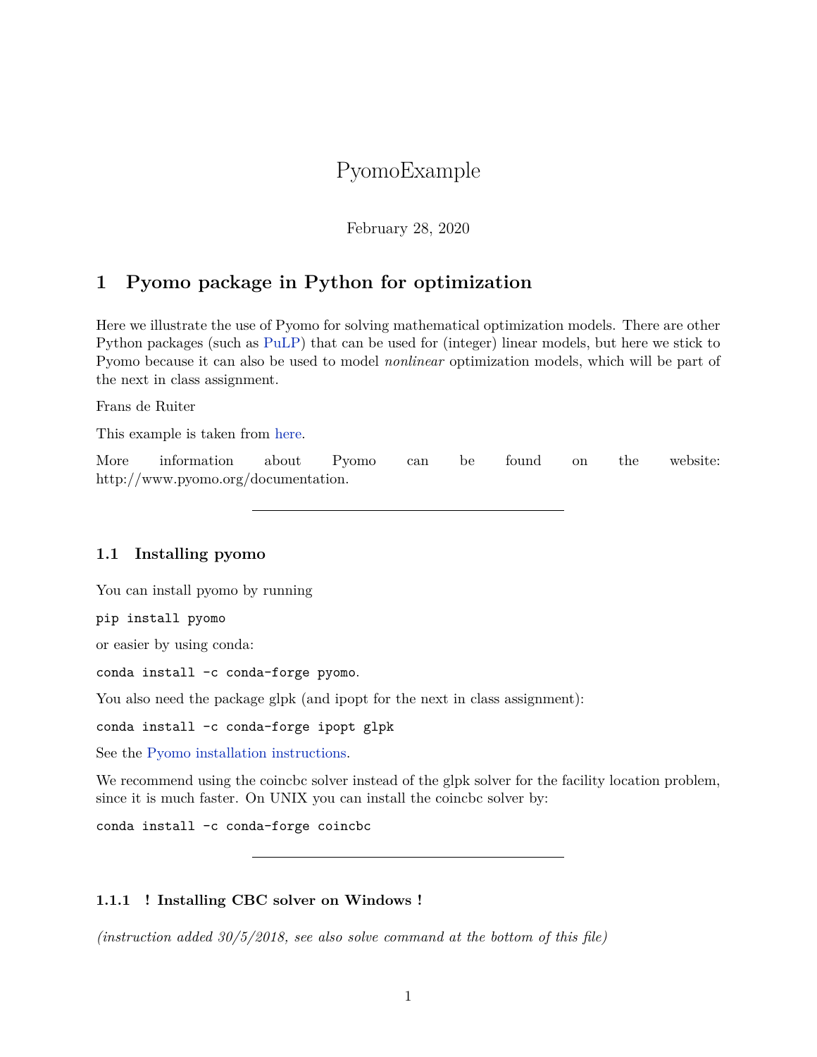# PyomoExample

February 28, 2020

## 1 Pyomo package in Python for optimization

Here we illustrate the use of Pyomo for solving mathematical optimization models. There are other Python packages (such as PuLP) that can be used for (integer) linear models, but here we stick to Pyomo because it can also be used to model *nonlinear* optimization models, which will be part of the next in class assignment.

Frans de Ruiter

This example is taken from here.

More information about Pyomo can be found on the website: http://www.pyomo.org/documentation.

---

### 1.1 Installing pyomo

You can install pyomo by running

`pip install pyomo`

or easier by using conda:

`conda install -c conda-forge pyomo`.

You also need the package glpk (and ipopt for the next in class assignment):

`conda install -c conda-forge ipopt glpk`

See the Pyomo installation instructions.

We recommend using the coincbc solver instead of the glpk solver for the facility location problem, since it is much faster. On UNIX you can install the coincbc solver by:

`conda install -c conda-forge coincbc`

---

#### 1.1.1 ! Installing CBC solver on Windows !

*(instruction added 30/5/2018, see also solve command at the bottom of this file)*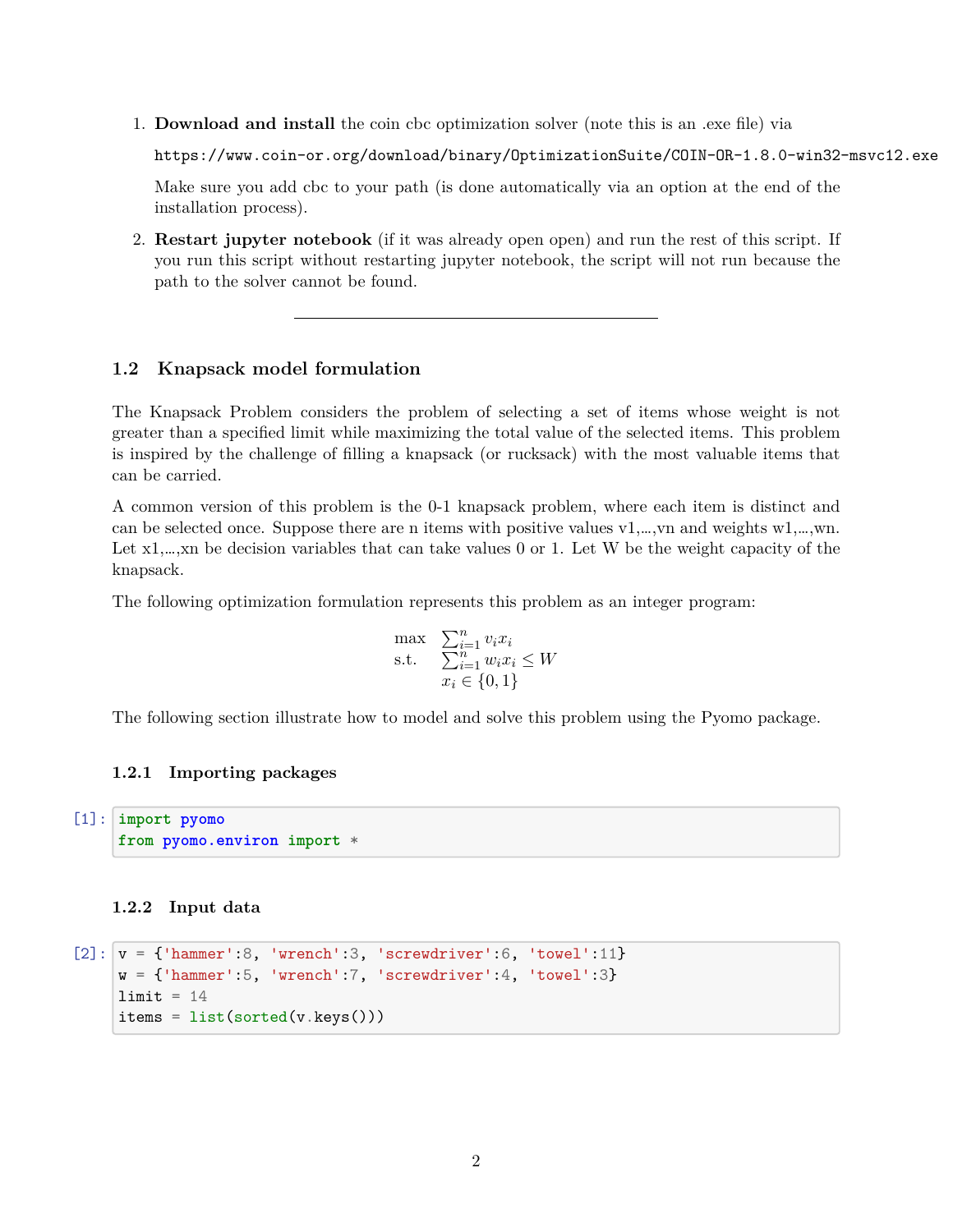1. **Download and install** the coin cbc optimization solver (note this is an .exe file) via

   `https://www.coin-or.org/download/binary/OptimizationSuite/COIN-OR-1.8.0-win32-msvc12.exe`

   Make sure you add cbc to your path (is done automatically via an option at the end of the installation process).

2. **Restart jupyter notebook** (if it was already open open) and run the rest of this script. If you run this script without restarting jupyter notebook, the script will not run because the path to the solver cannot be found.

---

## 1.2 Knapsack model formulation

The Knapsack Problem considers the problem of selecting a set of items whose weight is not greater than a specified limit while maximizing the total value of the selected items. This problem is inspired by the challenge of filling a knapsack (or rucksack) with the most valuable items that can be carried.

A common version of this problem is the 0-1 knapsack problem, where each item is distinct and can be selected once. Suppose there are n items with positive values v1,…,vn and weights w1,…,wn. Let x1,…,xn be decision variables that can take values 0 or 1. Let W be the weight capacity of the knapsack.

The following optimization formulation represents this problem as an integer program:

$$
\begin{array}{ll}
\max & \sum_{i=1}^{n} v_i x_i \\
\text{s.t.} & \sum_{i=1}^{n} w_i x_i \leq W \\
 & x_i \in \{0, 1\}
\end{array}
$$

The following section illustrate how to model and solve this problem using the Pyomo package.

### 1.2.1 Importing packages

```
[1]: import pyomo
     from pyomo.environ import *
```

### 1.2.2 Input data

```
[2]: v = {'hammer':8, 'wrench':3, 'screwdriver':6, 'towel':11}
     w = {'hammer':5, 'wrench':7, 'screwdriver':4, 'towel':3}
     limit = 14
     items = list(sorted(v.keys()))
```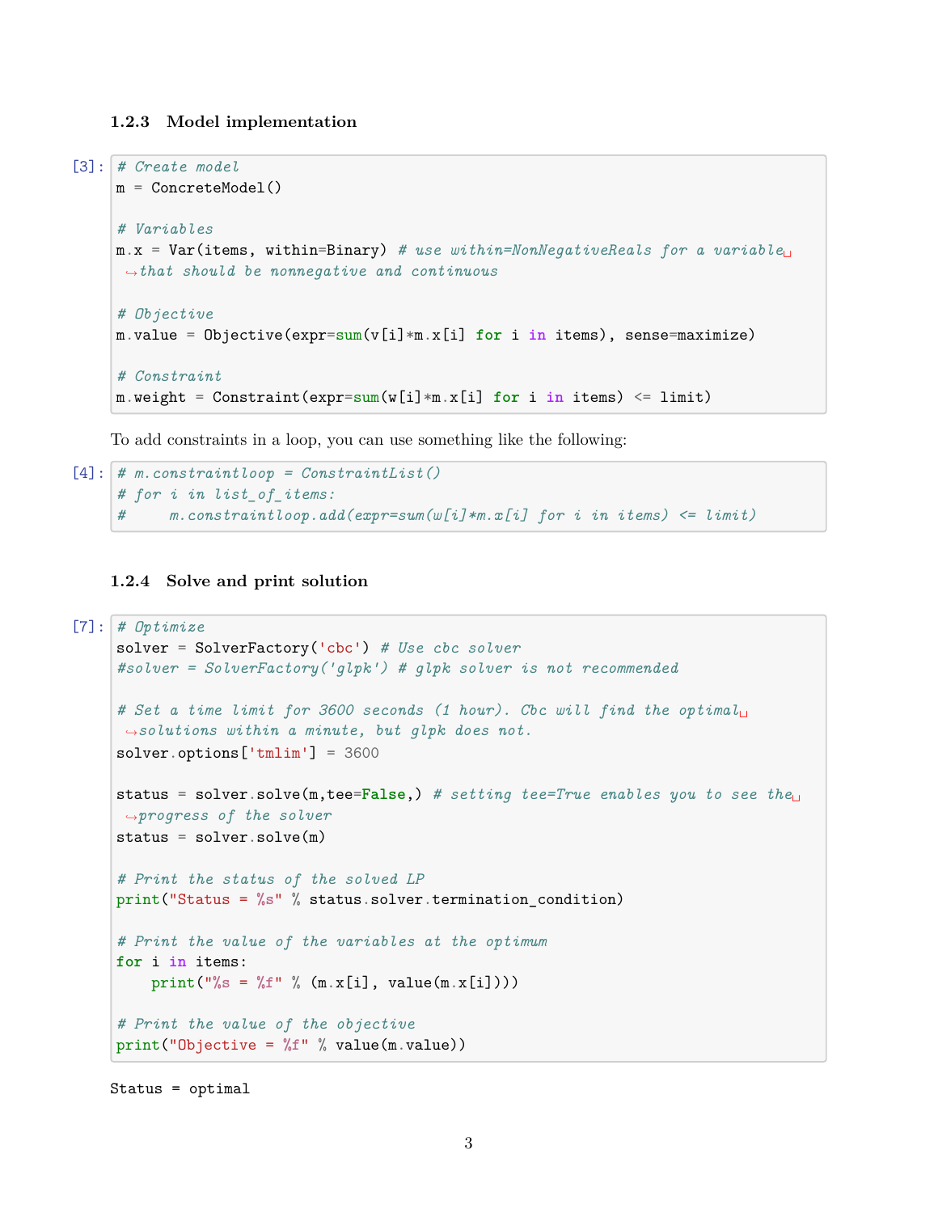### 1.2.3 Model implementation

[3]:
```
# Create model
m = ConcreteModel()

# Variables
m.x = Var(items, within=Binary) # use within=NonNegativeReals for a variable that should be nonnegative and continuous

# Objective
m.value = Objective(expr=sum(v[i]*m.x[i] for i in items), sense=maximize)

# Constraint
m.weight = Constraint(expr=sum(w[i]*m.x[i] for i in items) <= limit)
```

To add constraints in a loop, you can use something like the following:

[4]:
```
# m.constraintloop = ConstraintList()
# for i in list_of_items:
#     m.constraintloop.add(expr=sum(w[i]*m.x[i] for i in items) <= limit)
```

### 1.2.4 Solve and print solution

[7]:
```
# Optimize
solver = SolverFactory('cbc') # Use cbc solver
#solver = SolverFactory('glpk') # glpk solver is not recommended

# Set a time limit for 3600 seconds (1 hour). Cbc will find the optimal solutions within a minute, but glpk does not.
solver.options['tmlim'] = 3600

status = solver.solve(m,tee=False,) # setting tee=True enables you to see the progress of the solver
status = solver.solve(m)

# Print the status of the solved LP
print("Status = %s" % status.solver.termination_condition)

# Print the value of the variables at the optimum
for i in items:
    print("%s = %f" % (m.x[i], value(m.x[i])))

# Print the value of the objective
print("Objective = %f" % value(m.value))
```

```
Status = optimal
```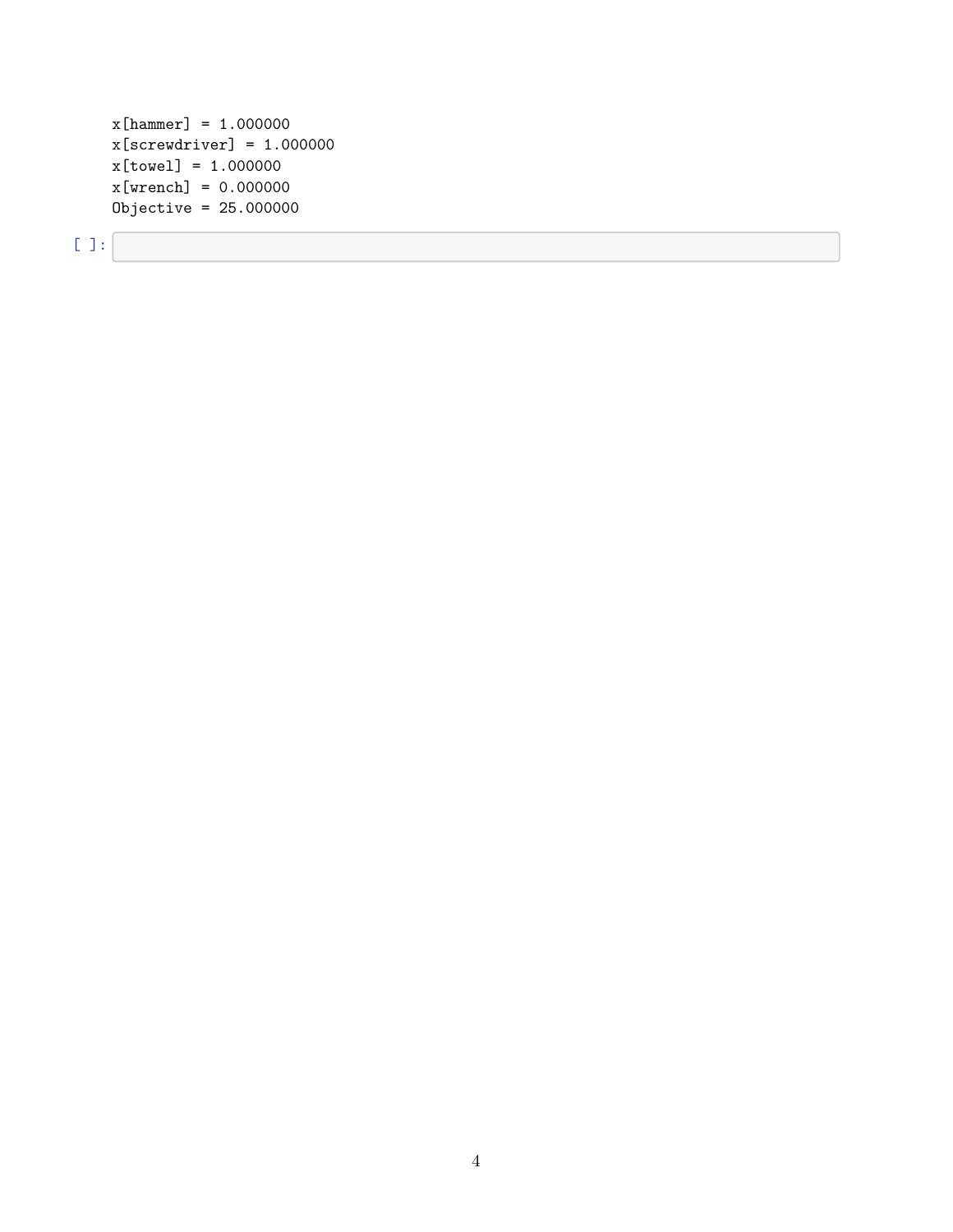```
x[hammer] = 1.000000
x[screwdriver] = 1.000000
x[towel] = 1.000000
x[wrench] = 0.000000
Objective = 25.000000
```

[ ]: